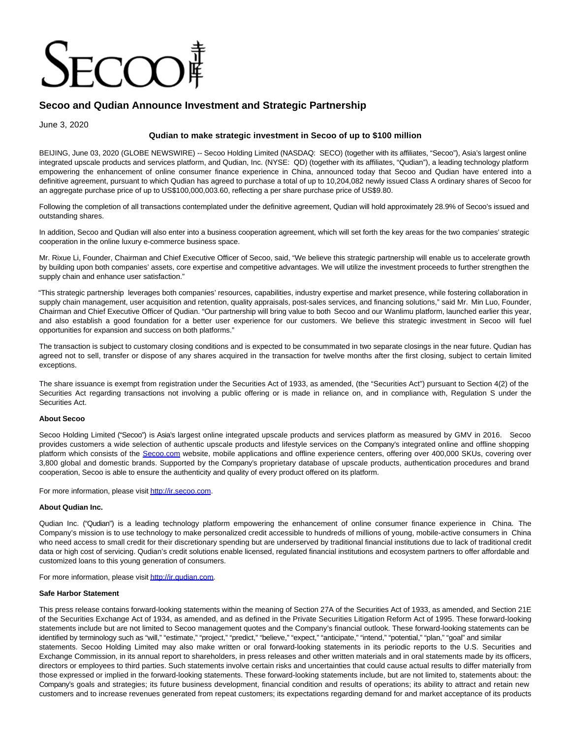SECOO 寺库

# Secoo and Qudian Announce Investment and Strategic Partnership

June 3, 2020

**Qudian to make strategic investment in Secoo of up to $100 million**

BEIJING, June 03, 2020 (GLOBE NEWSWIRE) -- Secoo Holding Limited (NASDAQ: SECO) (together with its affiliates, "Secoo"), Asia's largest online integrated upscale products and services platform, and Qudian, Inc. (NYSE: QD) (together with its affiliates, "Qudian"), a leading technology platform empowering the enhancement of online consumer finance experience in China, announced today that Secoo and Qudian have entered into a definitive agreement, pursuant to which Qudian has agreed to purchase a total of up to 10,204,082 newly issued Class A ordinary shares of Secoo for an aggregate purchase price of up to US$100,000,003.60, reflecting a per share purchase price of US$9.80.

Following the completion of all transactions contemplated under the definitive agreement, Qudian will hold approximately 28.9% of Secoo's issued and outstanding shares.

In addition, Secoo and Qudian will also enter into a business cooperation agreement, which will set forth the key areas for the two companies' strategic cooperation in the online luxury e-commerce business space.

Mr. Rixue Li, Founder, Chairman and Chief Executive Officer of Secoo, said, "We believe this strategic partnership will enable us to accelerate growth by building upon both companies' assets, core expertise and competitive advantages. We will utilize the investment proceeds to further strengthen the supply chain and enhance user satisfaction."

"This strategic partnership leverages both companies' resources, capabilities, industry expertise and market presence, while fostering collaboration in supply chain management, user acquisition and retention, quality appraisals, post-sales services, and financing solutions," said Mr. Min Luo, Founder, Chairman and Chief Executive Officer of Qudian. "Our partnership will bring value to both Secoo and our Wanlimu platform, launched earlier this year, and also establish a good foundation for a better user experience for our customers. We believe this strategic investment in Secoo will fuel opportunities for expansion and success on both platforms."

The transaction is subject to customary closing conditions and is expected to be consummated in two separate closings in the near future. Qudian has agreed not to sell, transfer or dispose of any shares acquired in the transaction for twelve months after the first closing, subject to certain limited exceptions.

The share issuance is exempt from registration under the Securities Act of 1933, as amended, (the "Securities Act") pursuant to Section 4(2) of the Securities Act regarding transactions not involving a public offering or is made in reliance on, and in compliance with, Regulation S under the Securities Act.

**About Secoo**

Secoo Holding Limited ("Secoo") is Asia's largest online integrated upscale products and services platform as measured by GMV in 2016. Secoo provides customers a wide selection of authentic upscale products and lifestyle services on the Company's integrated online and offline shopping platform which consists of the Secoo.com website, mobile applications and offline experience centers, offering over 400,000 SKUs, covering over 3,800 global and domestic brands. Supported by the Company's proprietary database of upscale products, authentication procedures and brand cooperation, Secoo is able to ensure the authenticity and quality of every product offered on its platform.

For more information, please visit http://ir.secoo.com.

**About Qudian Inc.**

Qudian Inc. ("Qudian") is a leading technology platform empowering the enhancement of online consumer finance experience in China. The Company's mission is to use technology to make personalized credit accessible to hundreds of millions of young, mobile-active consumers in China who need access to small credit for their discretionary spending but are underserved by traditional financial institutions due to lack of traditional credit data or high cost of servicing. Qudian's credit solutions enable licensed, regulated financial institutions and ecosystem partners to offer affordable and customized loans to this young generation of consumers.

For more information, please visit http://ir.qudian.com.

**Safe Harbor Statement**

This press release contains forward-looking statements within the meaning of Section 27A of the Securities Act of 1933, as amended, and Section 21E of the Securities Exchange Act of 1934, as amended, and as defined in the Private Securities Litigation Reform Act of 1995. These forward-looking statements include but are not limited to Secoo management quotes and the Company's financial outlook. These forward-looking statements can be identified by terminology such as "will," "estimate," "project," "predict," "believe," "expect," "anticipate," "intend," "potential," "plan," "goal" and similar statements. Secoo Holding Limited may also make written or oral forward-looking statements in its periodic reports to the U.S. Securities and Exchange Commission, in its annual report to shareholders, in press releases and other written materials and in oral statements made by its officers, directors or employees to third parties. Such statements involve certain risks and uncertainties that could cause actual results to differ materially from those expressed or implied in the forward-looking statements. These forward-looking statements include, but are not limited to, statements about: the Company's goals and strategies; its future business development, financial condition and results of operations; its ability to attract and retain new customers and to increase revenues generated from repeat customers; its expectations regarding demand for and market acceptance of its products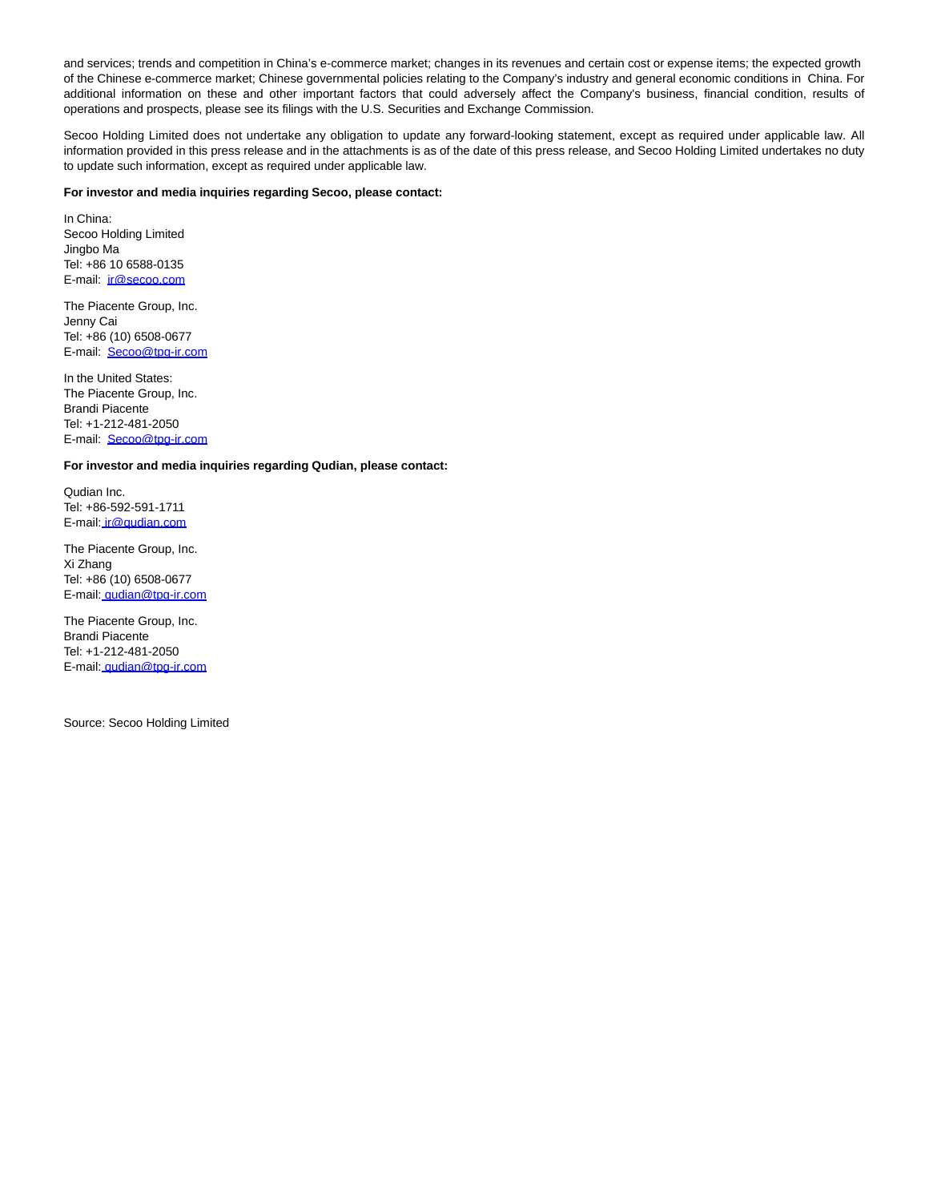and services; trends and competition in China's e-commerce market; changes in its revenues and certain cost or expense items; the expected growth of the Chinese e-commerce market; Chinese governmental policies relating to the Company's industry and general economic conditions in China. For additional information on these and other important factors that could adversely affect the Company's business, financial condition, results of operations and prospects, please see its filings with the U.S. Securities and Exchange Commission.

Secoo Holding Limited does not undertake any obligation to update any forward-looking statement, except as required under applicable law. All information provided in this press release and in the attachments is as of the date of this press release, and Secoo Holding Limited undertakes no duty to update such information, except as required under applicable law.

**For investor and media inquiries regarding Secoo, please contact:**

In China:
Secoo Holding Limited
Jingbo Ma
Tel: +86 10 6588-0135
E-mail: ir@secoo.com

The Piacente Group, Inc.
Jenny Cai
Tel: +86 (10) 6508-0677
E-mail: Secoo@tpg-ir.com

In the United States:
The Piacente Group, Inc.
Brandi Piacente
Tel: +1-212-481-2050
E-mail: Secoo@tpg-ir.com

**For investor and media inquiries regarding Qudian, please contact:**

Qudian Inc.
Tel: +86-592-591-1711
E-mail: ir@qudian.com

The Piacente Group, Inc.
Xi Zhang
Tel: +86 (10) 6508-0677
E-mail: qudian@tpg-ir.com

The Piacente Group, Inc.
Brandi Piacente
Tel: +1-212-481-2050
E-mail: qudian@tpg-ir.com

Source: Secoo Holding Limited